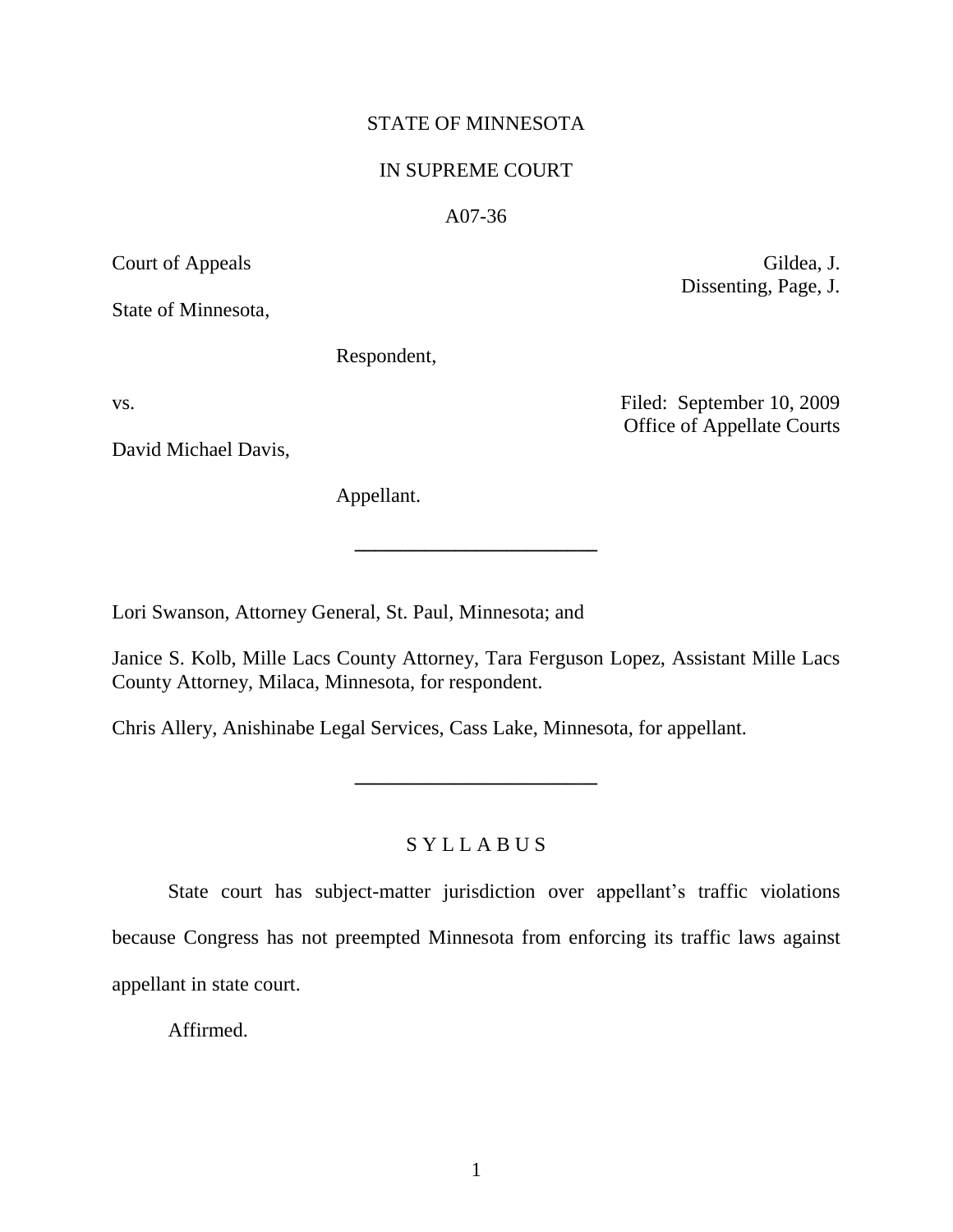STATE OF MINNESOTA

IN SUPREME COURT

A07-36

Court of Appeals

Gildea, J.
Dissenting, Page, J.

State of Minnesota,

Respondent,

vs.

Filed: September 10, 2009
Office of Appellate Courts

David Michael Davis,

Appellant.

---

Lori Swanson, Attorney General, St. Paul, Minnesota; and

Janice S. Kolb, Mille Lacs County Attorney, Tara Ferguson Lopez, Assistant Mille Lacs County Attorney, Milaca, Minnesota, for respondent.

Chris Allery, Anishinabe Legal Services, Cass Lake, Minnesota, for appellant.

---

S Y L L A B U S

State court has subject-matter jurisdiction over appellant's traffic violations because Congress has not preempted Minnesota from enforcing its traffic laws against appellant in state court.

Affirmed.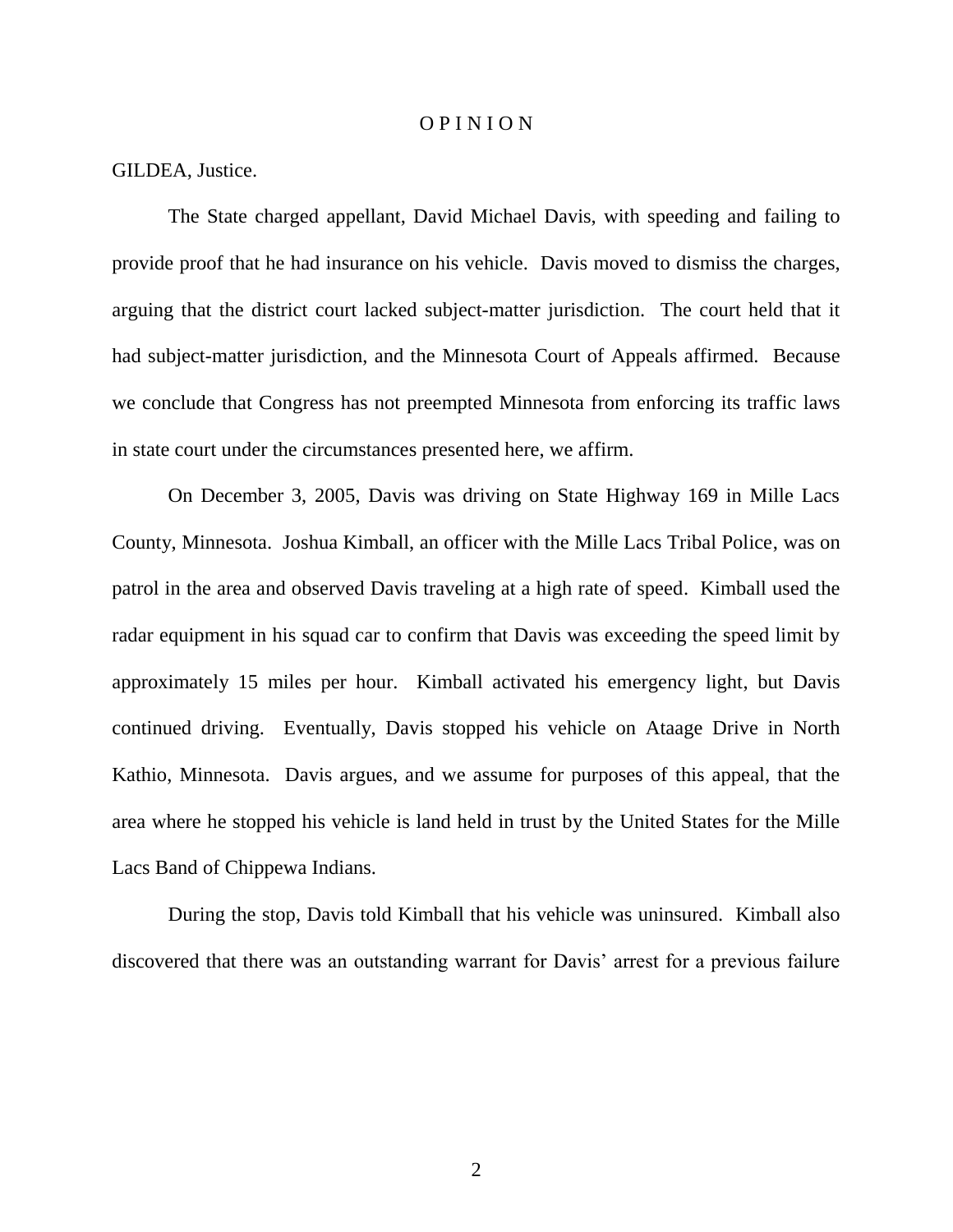# O P I N I O N

GILDEA, Justice.

The State charged appellant, David Michael Davis, with speeding and failing to provide proof that he had insurance on his vehicle. Davis moved to dismiss the charges, arguing that the district court lacked subject-matter jurisdiction. The court held that it had subject-matter jurisdiction, and the Minnesota Court of Appeals affirmed. Because we conclude that Congress has not preempted Minnesota from enforcing its traffic laws in state court under the circumstances presented here, we affirm.

On December 3, 2005, Davis was driving on State Highway 169 in Mille Lacs County, Minnesota. Joshua Kimball, an officer with the Mille Lacs Tribal Police, was on patrol in the area and observed Davis traveling at a high rate of speed. Kimball used the radar equipment in his squad car to confirm that Davis was exceeding the speed limit by approximately 15 miles per hour. Kimball activated his emergency light, but Davis continued driving. Eventually, Davis stopped his vehicle on Ataage Drive in North Kathio, Minnesota. Davis argues, and we assume for purposes of this appeal, that the area where he stopped his vehicle is land held in trust by the United States for the Mille Lacs Band of Chippewa Indians.

During the stop, Davis told Kimball that his vehicle was uninsured. Kimball also discovered that there was an outstanding warrant for Davis' arrest for a previous failure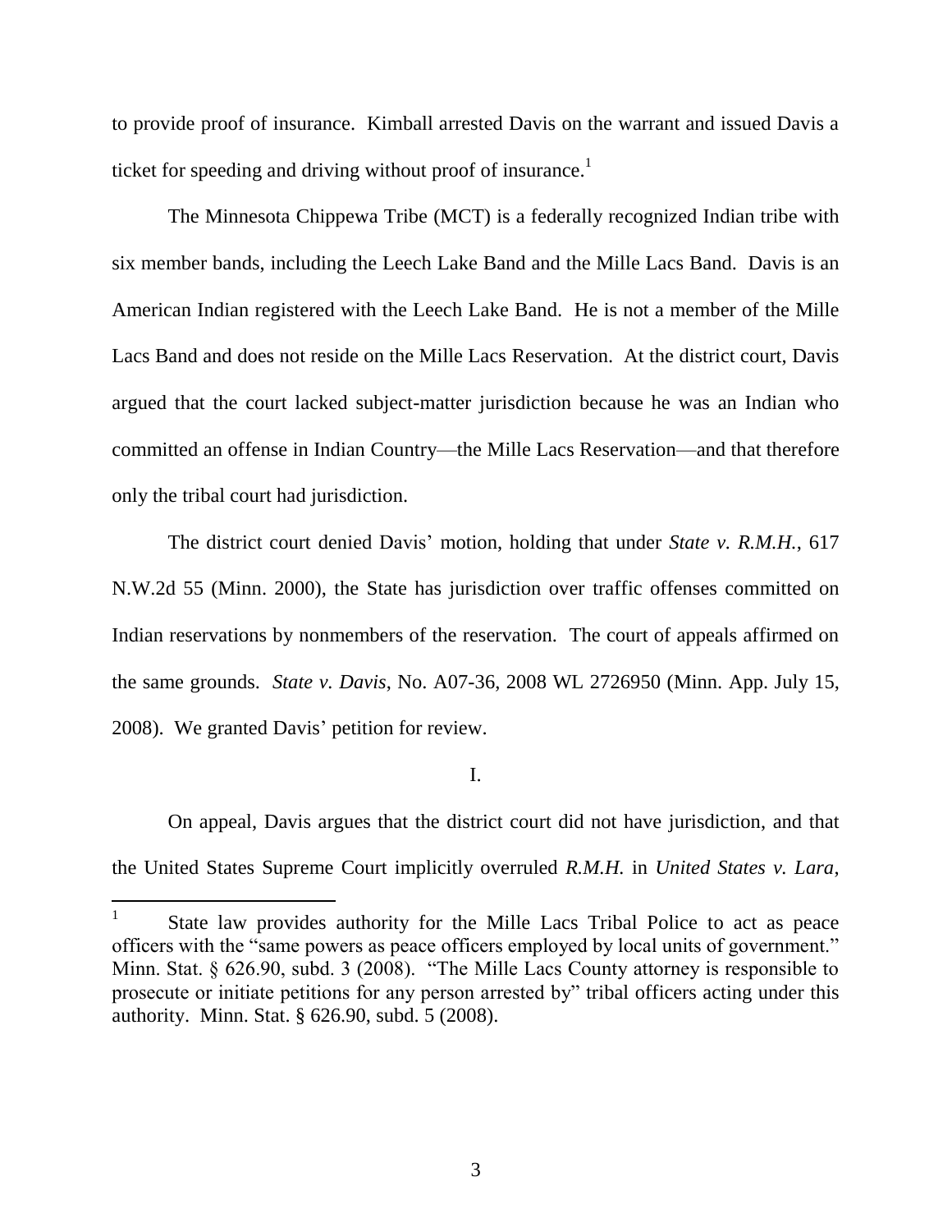to provide proof of insurance. Kimball arrested Davis on the warrant and issued Davis a ticket for speeding and driving without proof of insurance.[1]

The Minnesota Chippewa Tribe (MCT) is a federally recognized Indian tribe with six member bands, including the Leech Lake Band and the Mille Lacs Band. Davis is an American Indian registered with the Leech Lake Band. He is not a member of the Mille Lacs Band and does not reside on the Mille Lacs Reservation. At the district court, Davis argued that the court lacked subject-matter jurisdiction because he was an Indian who committed an offense in Indian Country—the Mille Lacs Reservation—and that therefore only the tribal court had jurisdiction.

The district court denied Davis' motion, holding that under *State v. R.M.H.*, 617 N.W.2d 55 (Minn. 2000), the State has jurisdiction over traffic offenses committed on Indian reservations by nonmembers of the reservation. The court of appeals affirmed on the same grounds. *State v. Davis*, No. A07-36, 2008 WL 2726950 (Minn. App. July 15, 2008). We granted Davis' petition for review.

I.

On appeal, Davis argues that the district court did not have jurisdiction, and that the United States Supreme Court implicitly overruled *R.M.H.* in *United States v. Lara*,

---

[1] State law provides authority for the Mille Lacs Tribal Police to act as peace officers with the "same powers as peace officers employed by local units of government." Minn. Stat. § 626.90, subd. 3 (2008). "The Mille Lacs County attorney is responsible to prosecute or initiate petitions for any person arrested by" tribal officers acting under this authority. Minn. Stat. § 626.90, subd. 5 (2008).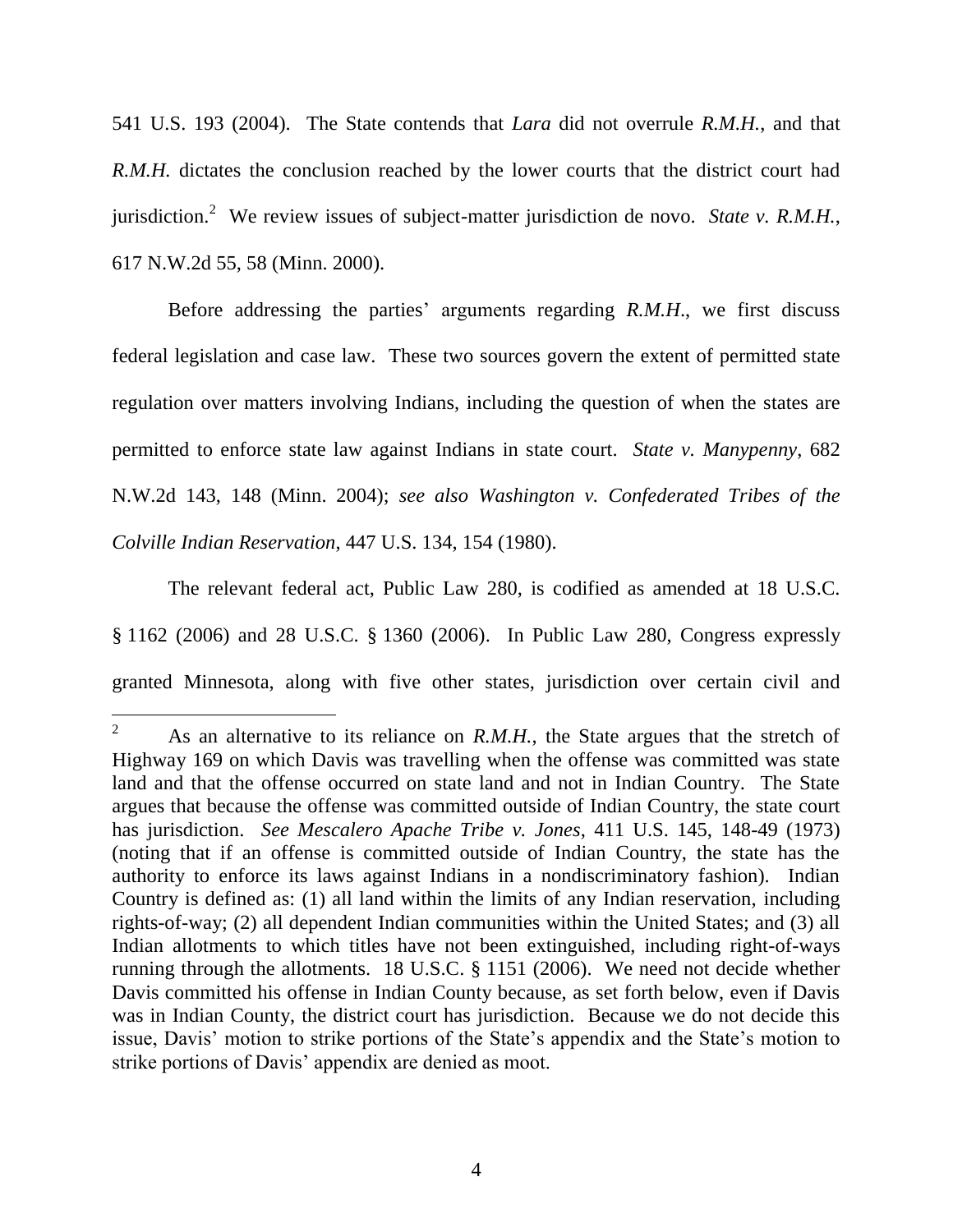541 U.S. 193 (2004). The State contends that *Lara* did not overrule *R.M.H.*, and that *R.M.H.* dictates the conclusion reached by the lower courts that the district court had jurisdiction.[2] We review issues of subject-matter jurisdiction de novo. *State v. R.M.H.*, 617 N.W.2d 55, 58 (Minn. 2000).

Before addressing the parties' arguments regarding *R.M.H.*, we first discuss federal legislation and case law. These two sources govern the extent of permitted state regulation over matters involving Indians, including the question of when the states are permitted to enforce state law against Indians in state court. *State v. Manypenny*, 682 N.W.2d 143, 148 (Minn. 2004); *see also Washington v. Confederated Tribes of the Colville Indian Reservation*, 447 U.S. 134, 154 (1980).

The relevant federal act, Public Law 280, is codified as amended at 18 U.S.C. § 1162 (2006) and 28 U.S.C. § 1360 (2006). In Public Law 280, Congress expressly granted Minnesota, along with five other states, jurisdiction over certain civil and

---

[2] As an alternative to its reliance on *R.M.H.*, the State argues that the stretch of Highway 169 on which Davis was travelling when the offense was committed was state land and that the offense occurred on state land and not in Indian Country. The State argues that because the offense was committed outside of Indian Country, the state court has jurisdiction. *See Mescalero Apache Tribe v. Jones*, 411 U.S. 145, 148-49 (1973) (noting that if an offense is committed outside of Indian Country, the state has the authority to enforce its laws against Indians in a nondiscriminatory fashion). Indian Country is defined as: (1) all land within the limits of any Indian reservation, including rights-of-way; (2) all dependent Indian communities within the United States; and (3) all Indian allotments to which titles have not been extinguished, including right-of-ways running through the allotments. 18 U.S.C. § 1151 (2006). We need not decide whether Davis committed his offense in Indian County because, as set forth below, even if Davis was in Indian County, the district court has jurisdiction. Because we do not decide this issue, Davis' motion to strike portions of the State's appendix and the State's motion to strike portions of Davis' appendix are denied as moot.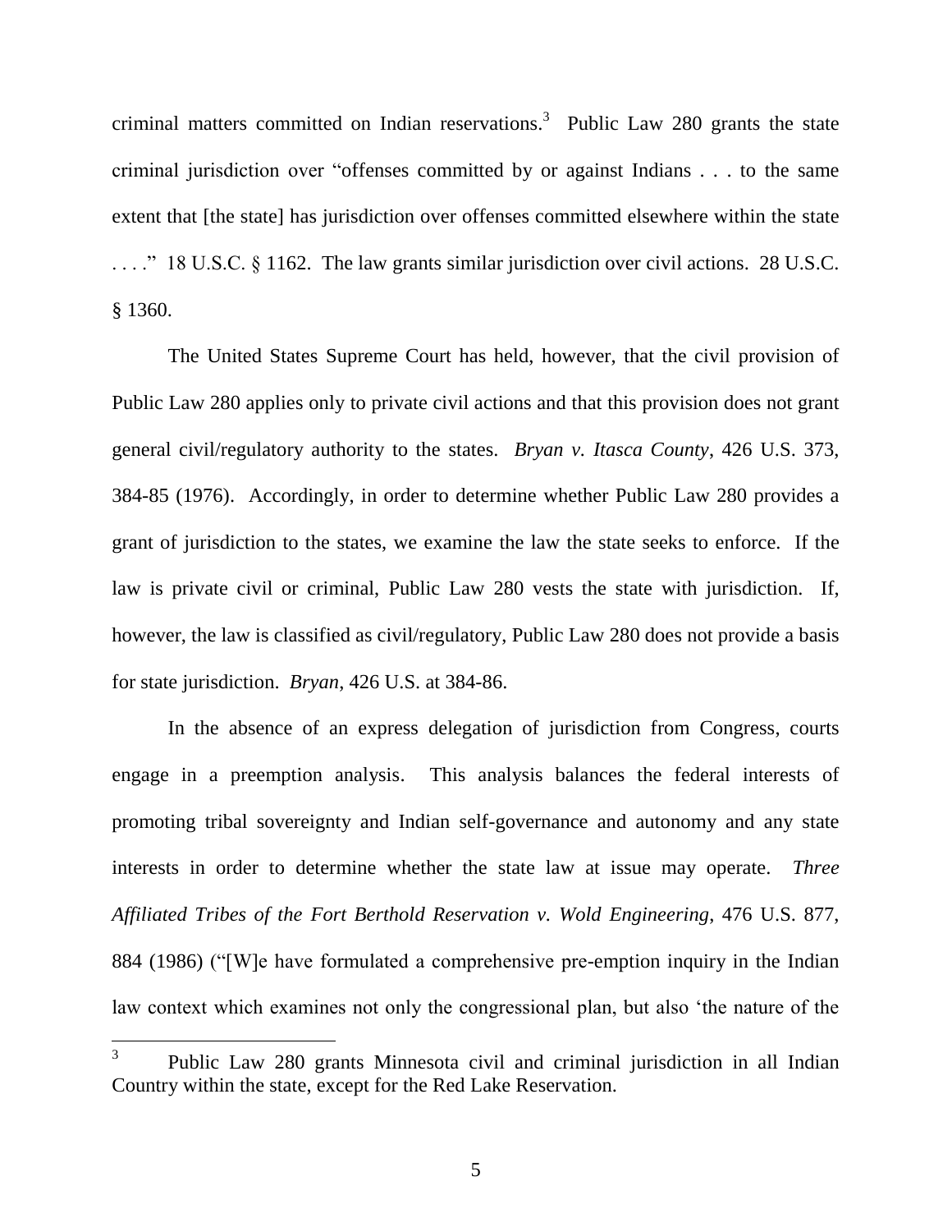criminal matters committed on Indian reservations.[3] Public Law 280 grants the state criminal jurisdiction over "offenses committed by or against Indians . . . to the same extent that [the state] has jurisdiction over offenses committed elsewhere within the state . . . ." 18 U.S.C. § 1162. The law grants similar jurisdiction over civil actions. 28 U.S.C. § 1360.

The United States Supreme Court has held, however, that the civil provision of Public Law 280 applies only to private civil actions and that this provision does not grant general civil/regulatory authority to the states. *Bryan v. Itasca County*, 426 U.S. 373, 384-85 (1976). Accordingly, in order to determine whether Public Law 280 provides a grant of jurisdiction to the states, we examine the law the state seeks to enforce. If the law is private civil or criminal, Public Law 280 vests the state with jurisdiction. If, however, the law is classified as civil/regulatory, Public Law 280 does not provide a basis for state jurisdiction. *Bryan*, 426 U.S. at 384-86.

In the absence of an express delegation of jurisdiction from Congress, courts engage in a preemption analysis. This analysis balances the federal interests of promoting tribal sovereignty and Indian self-governance and autonomy and any state interests in order to determine whether the state law at issue may operate. *Three Affiliated Tribes of the Fort Berthold Reservation v. Wold Engineering*, 476 U.S. 877, 884 (1986) ("[W]e have formulated a comprehensive pre-emption inquiry in the Indian law context which examines not only the congressional plan, but also 'the nature of the

---

[3] Public Law 280 grants Minnesota civil and criminal jurisdiction in all Indian Country within the state, except for the Red Lake Reservation.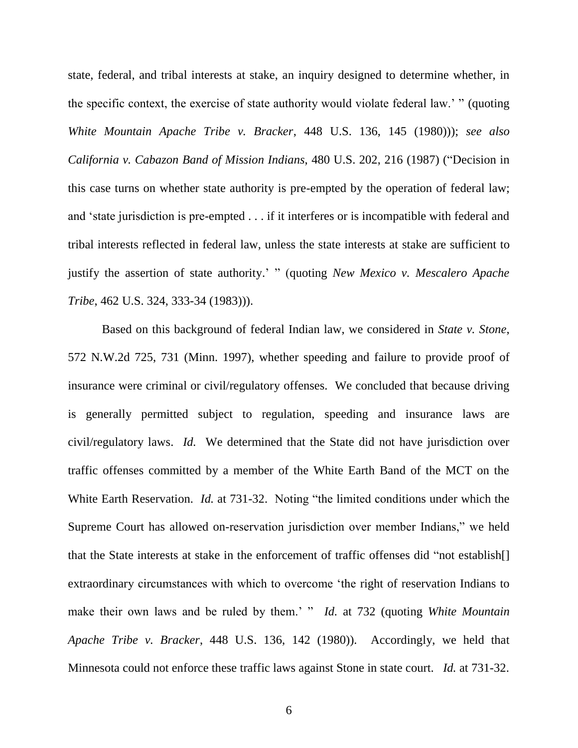state, federal, and tribal interests at stake, an inquiry designed to determine whether, in the specific context, the exercise of state authority would violate federal law.' " (quoting *White Mountain Apache Tribe v. Bracker*, 448 U.S. 136, 145 (1980))); *see also California v. Cabazon Band of Mission Indians*, 480 U.S. 202, 216 (1987) ("Decision in this case turns on whether state authority is pre-empted by the operation of federal law; and 'state jurisdiction is pre-empted . . . if it interferes or is incompatible with federal and tribal interests reflected in federal law, unless the state interests at stake are sufficient to justify the assertion of state authority.' " (quoting *New Mexico v. Mescalero Apache Tribe*, 462 U.S. 324, 333-34 (1983))).

Based on this background of federal Indian law, we considered in *State v. Stone*, 572 N.W.2d 725, 731 (Minn. 1997), whether speeding and failure to provide proof of insurance were criminal or civil/regulatory offenses. We concluded that because driving is generally permitted subject to regulation, speeding and insurance laws are civil/regulatory laws. *Id.* We determined that the State did not have jurisdiction over traffic offenses committed by a member of the White Earth Band of the MCT on the White Earth Reservation. *Id.* at 731-32. Noting "the limited conditions under which the Supreme Court has allowed on-reservation jurisdiction over member Indians," we held that the State interests at stake in the enforcement of traffic offenses did "not establish[] extraordinary circumstances with which to overcome 'the right of reservation Indians to make their own laws and be ruled by them.' " *Id.* at 732 (quoting *White Mountain Apache Tribe v. Bracker*, 448 U.S. 136, 142 (1980)). Accordingly, we held that Minnesota could not enforce these traffic laws against Stone in state court. *Id.* at 731-32.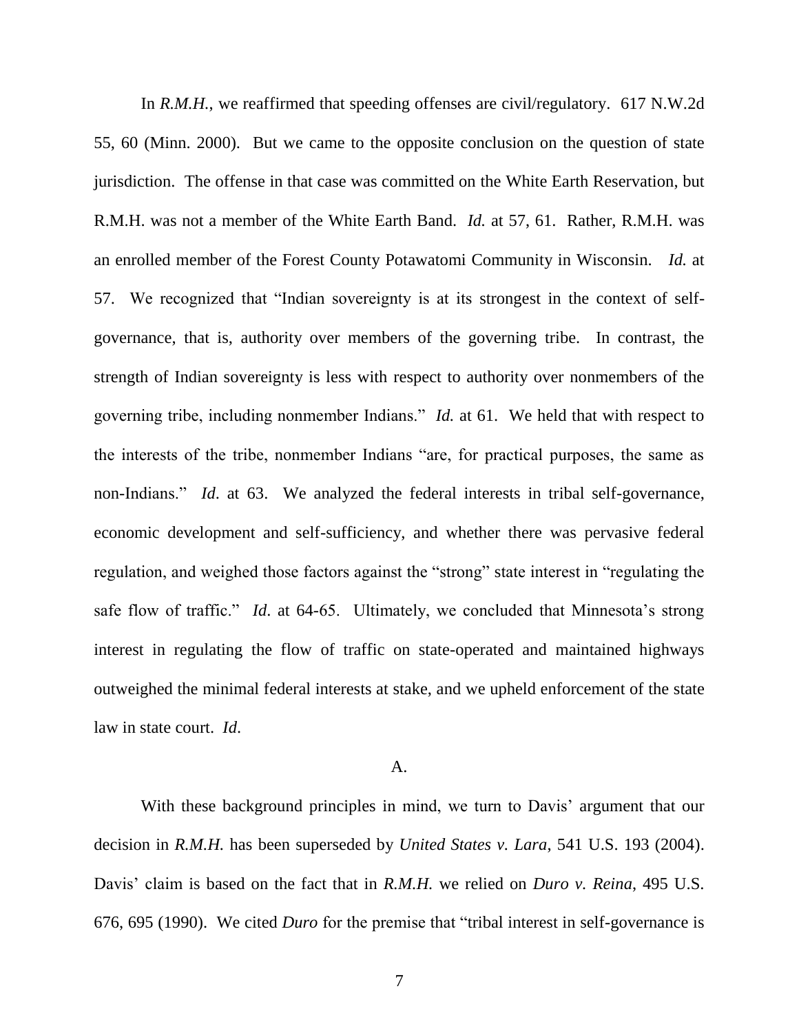In *R.M.H.*, we reaffirmed that speeding offenses are civil/regulatory. 617 N.W.2d 55, 60 (Minn. 2000). But we came to the opposite conclusion on the question of state jurisdiction. The offense in that case was committed on the White Earth Reservation, but R.M.H. was not a member of the White Earth Band. *Id.* at 57, 61. Rather, R.M.H. was an enrolled member of the Forest County Potawatomi Community in Wisconsin. *Id.* at 57. We recognized that "Indian sovereignty is at its strongest in the context of self-governance, that is, authority over members of the governing tribe. In contrast, the strength of Indian sovereignty is less with respect to authority over nonmembers of the governing tribe, including nonmember Indians." *Id.* at 61. We held that with respect to the interests of the tribe, nonmember Indians "are, for practical purposes, the same as non-Indians." *Id*. at 63. We analyzed the federal interests in tribal self-governance, economic development and self-sufficiency, and whether there was pervasive federal regulation, and weighed those factors against the "strong" state interest in "regulating the safe flow of traffic." *Id*. at 64-65. Ultimately, we concluded that Minnesota's strong interest in regulating the flow of traffic on state-operated and maintained highways outweighed the minimal federal interests at stake, and we upheld enforcement of the state law in state court. *Id*.

A.

With these background principles in mind, we turn to Davis' argument that our decision in *R.M.H.* has been superseded by *United States v. Lara*, 541 U.S. 193 (2004). Davis' claim is based on the fact that in *R.M.H.* we relied on *Duro v. Reina*, 495 U.S. 676, 695 (1990). We cited *Duro* for the premise that "tribal interest in self-governance is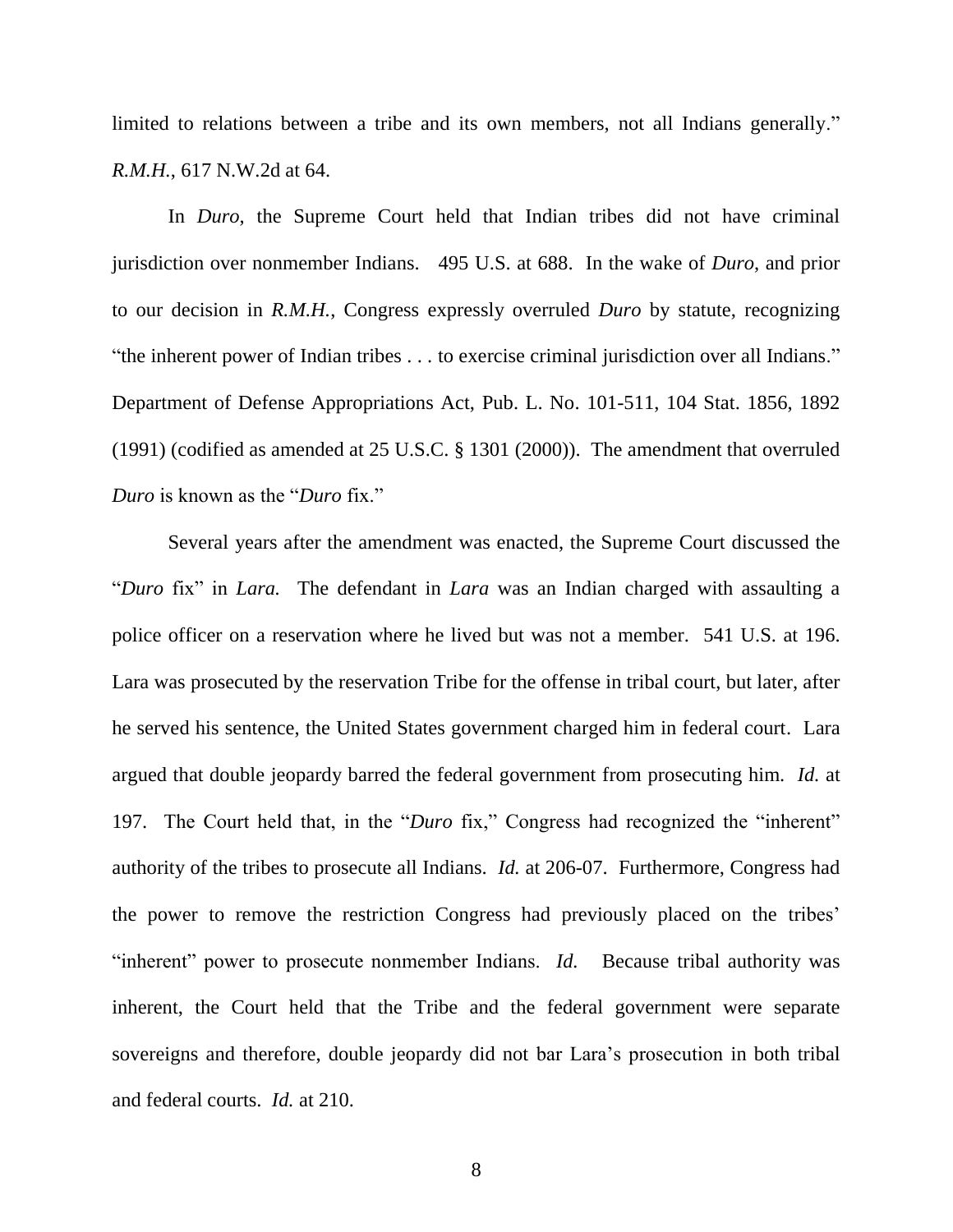limited to relations between a tribe and its own members, not all Indians generally." *R.M.H.*, 617 N.W.2d at 64.

In *Duro*, the Supreme Court held that Indian tribes did not have criminal jurisdiction over nonmember Indians. 495 U.S. at 688. In the wake of *Duro*, and prior to our decision in *R.M.H.*, Congress expressly overruled *Duro* by statute, recognizing "the inherent power of Indian tribes . . . to exercise criminal jurisdiction over all Indians." Department of Defense Appropriations Act, Pub. L. No. 101-511, 104 Stat. 1856, 1892 (1991) (codified as amended at 25 U.S.C. § 1301 (2000)). The amendment that overruled *Duro* is known as the "*Duro* fix."

Several years after the amendment was enacted, the Supreme Court discussed the "*Duro* fix" in *Lara.* The defendant in *Lara* was an Indian charged with assaulting a police officer on a reservation where he lived but was not a member. 541 U.S. at 196. Lara was prosecuted by the reservation Tribe for the offense in tribal court, but later, after he served his sentence, the United States government charged him in federal court. Lara argued that double jeopardy barred the federal government from prosecuting him. *Id.* at 197. The Court held that, in the "*Duro* fix," Congress had recognized the "inherent" authority of the tribes to prosecute all Indians. *Id.* at 206-07. Furthermore, Congress had the power to remove the restriction Congress had previously placed on the tribes' "inherent" power to prosecute nonmember Indians. *Id.* Because tribal authority was inherent, the Court held that the Tribe and the federal government were separate sovereigns and therefore, double jeopardy did not bar Lara's prosecution in both tribal and federal courts. *Id.* at 210.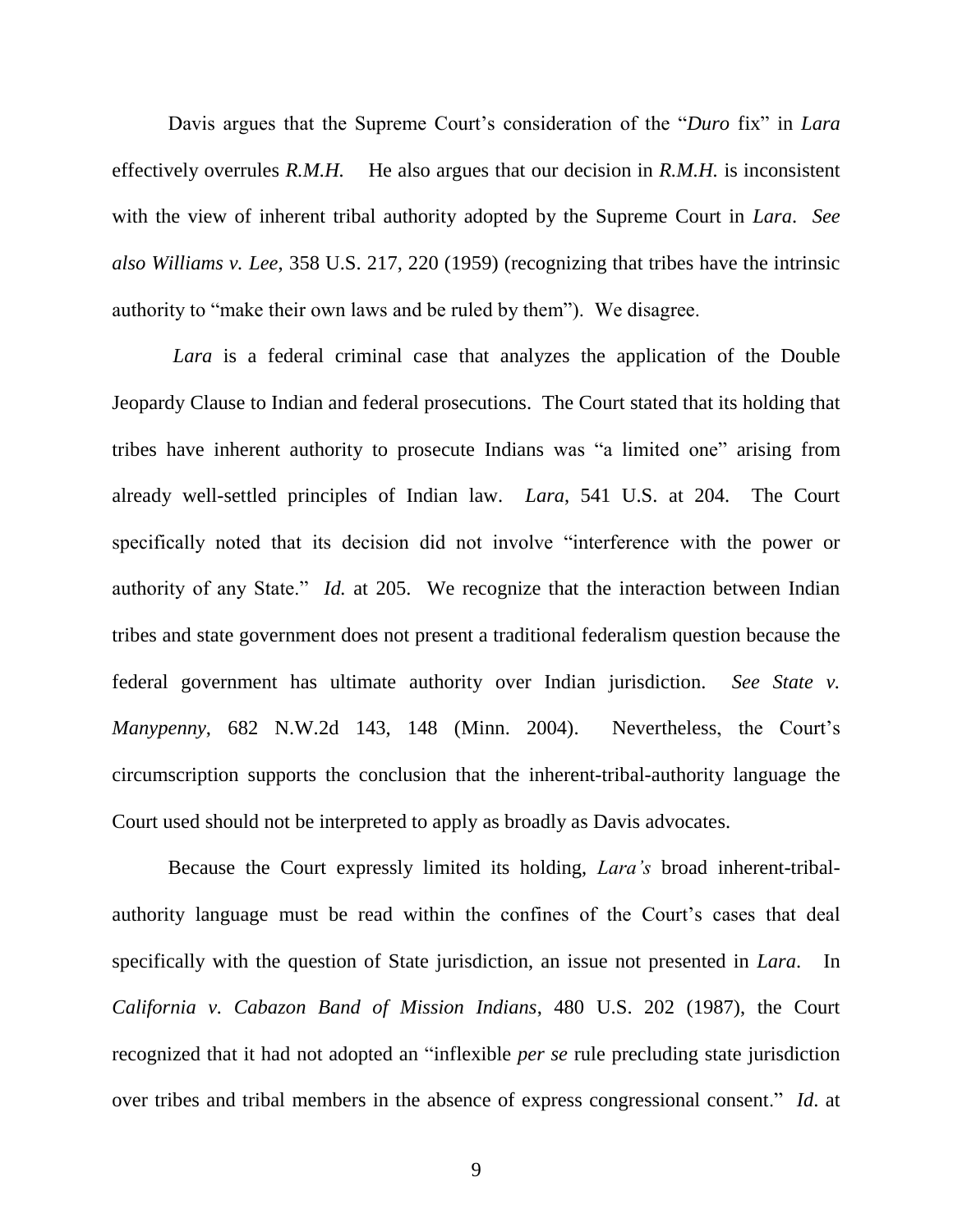Davis argues that the Supreme Court's consideration of the "*Duro* fix" in *Lara* effectively overrules *R.M.H.* He also argues that our decision in *R.M.H.* is inconsistent with the view of inherent tribal authority adopted by the Supreme Court in *Lara*. *See also Williams v. Lee*, 358 U.S. 217, 220 (1959) (recognizing that tribes have the intrinsic authority to "make their own laws and be ruled by them"). We disagree.

*Lara* is a federal criminal case that analyzes the application of the Double Jeopardy Clause to Indian and federal prosecutions. The Court stated that its holding that tribes have inherent authority to prosecute Indians was "a limited one" arising from already well-settled principles of Indian law. *Lara*, 541 U.S. at 204. The Court specifically noted that its decision did not involve "interference with the power or authority of any State." *Id.* at 205. We recognize that the interaction between Indian tribes and state government does not present a traditional federalism question because the federal government has ultimate authority over Indian jurisdiction. *See State v. Manypenny*, 682 N.W.2d 143, 148 (Minn. 2004). Nevertheless, the Court's circumscription supports the conclusion that the inherent-tribal-authority language the Court used should not be interpreted to apply as broadly as Davis advocates.

Because the Court expressly limited its holding, *Lara's* broad inherent-tribal-authority language must be read within the confines of the Court's cases that deal specifically with the question of State jurisdiction, an issue not presented in *Lara*. In *California v. Cabazon Band of Mission Indians*, 480 U.S. 202 (1987), the Court recognized that it had not adopted an "inflexible *per se* rule precluding state jurisdiction over tribes and tribal members in the absence of express congressional consent." *Id*. at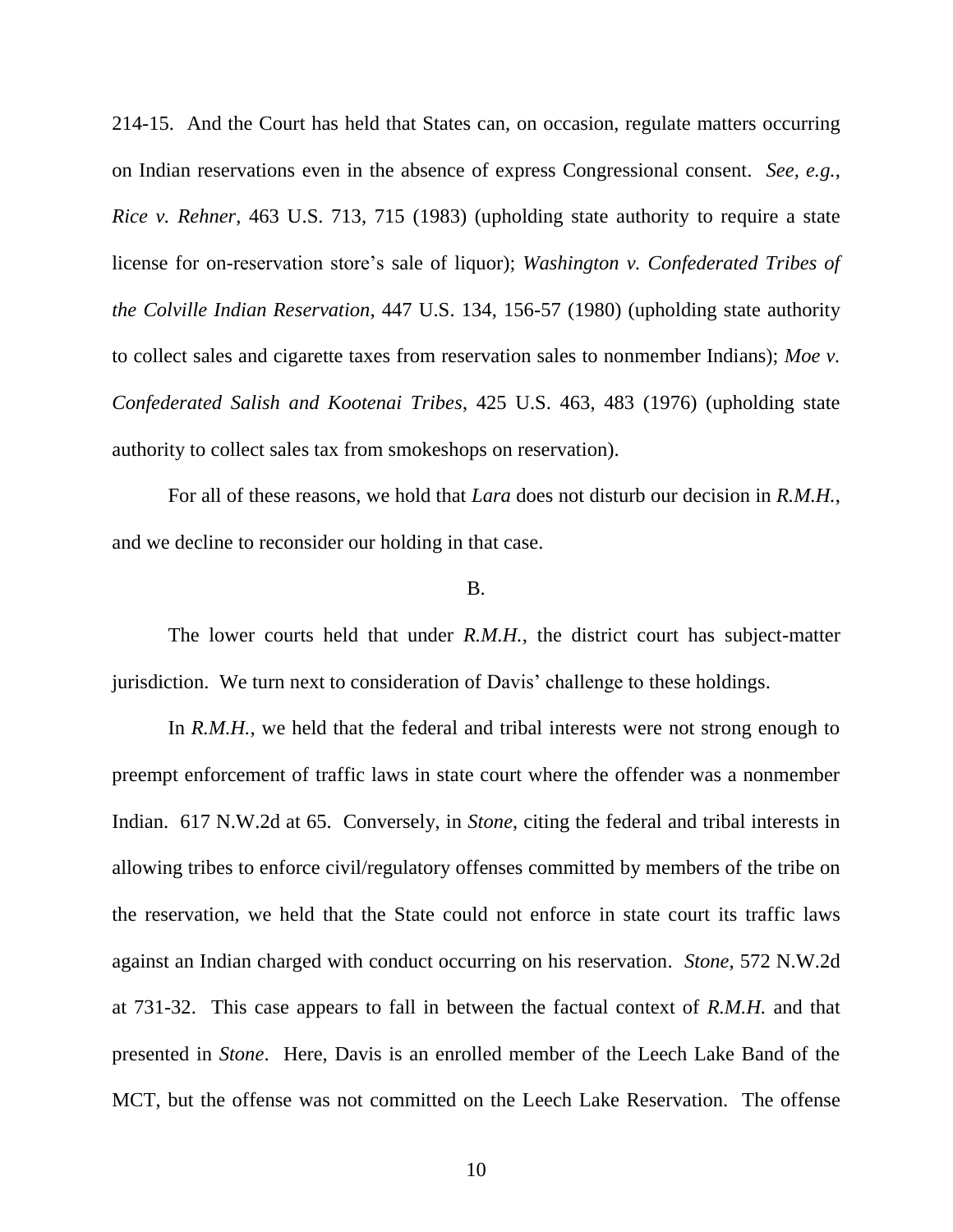214-15. And the Court has held that States can, on occasion, regulate matters occurring on Indian reservations even in the absence of express Congressional consent. *See, e.g.*, *Rice v. Rehner*, 463 U.S. 713, 715 (1983) (upholding state authority to require a state license for on-reservation store's sale of liquor); *Washington v. Confederated Tribes of the Colville Indian Reservation*, 447 U.S. 134, 156-57 (1980) (upholding state authority to collect sales and cigarette taxes from reservation sales to nonmember Indians); *Moe v. Confederated Salish and Kootenai Tribes*, 425 U.S. 463, 483 (1976) (upholding state authority to collect sales tax from smokeshops on reservation).

For all of these reasons, we hold that *Lara* does not disturb our decision in *R.M.H.*, and we decline to reconsider our holding in that case.

B.

The lower courts held that under *R.M.H.*, the district court has subject-matter jurisdiction. We turn next to consideration of Davis' challenge to these holdings.

In *R.M.H.*, we held that the federal and tribal interests were not strong enough to preempt enforcement of traffic laws in state court where the offender was a nonmember Indian. 617 N.W.2d at 65. Conversely, in *Stone*, citing the federal and tribal interests in allowing tribes to enforce civil/regulatory offenses committed by members of the tribe on the reservation, we held that the State could not enforce in state court its traffic laws against an Indian charged with conduct occurring on his reservation. *Stone*, 572 N.W.2d at 731-32. This case appears to fall in between the factual context of *R.M.H.* and that presented in *Stone*. Here, Davis is an enrolled member of the Leech Lake Band of the MCT, but the offense was not committed on the Leech Lake Reservation. The offense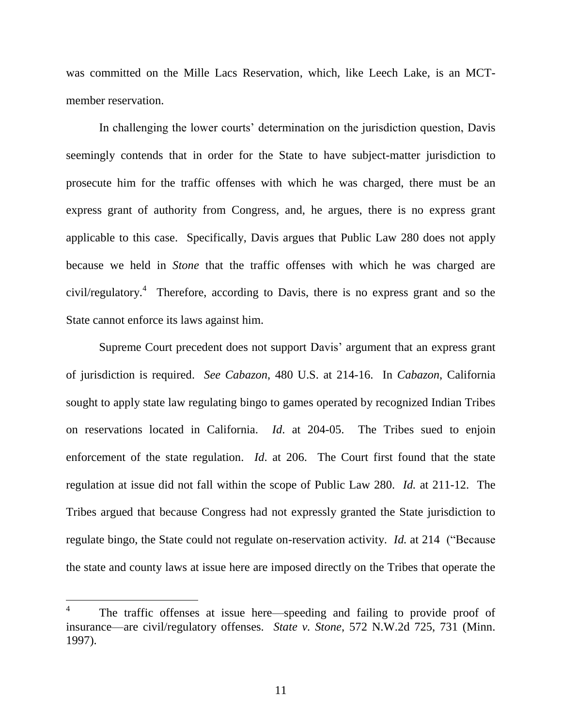was committed on the Mille Lacs Reservation, which, like Leech Lake, is an MCT-member reservation.

In challenging the lower courts' determination on the jurisdiction question, Davis seemingly contends that in order for the State to have subject-matter jurisdiction to prosecute him for the traffic offenses with which he was charged, there must be an express grant of authority from Congress, and, he argues, there is no express grant applicable to this case. Specifically, Davis argues that Public Law 280 does not apply because we held in *Stone* that the traffic offenses with which he was charged are civil/regulatory.[4] Therefore, according to Davis, there is no express grant and so the State cannot enforce its laws against him.

Supreme Court precedent does not support Davis' argument that an express grant of jurisdiction is required. *See Cabazon*, 480 U.S. at 214-16. In *Cabazon,* California sought to apply state law regulating bingo to games operated by recognized Indian Tribes on reservations located in California. *Id*. at 204-05. The Tribes sued to enjoin enforcement of the state regulation. *Id*. at 206. The Court first found that the state regulation at issue did not fall within the scope of Public Law 280. *Id.* at 211-12. The Tribes argued that because Congress had not expressly granted the State jurisdiction to regulate bingo, the State could not regulate on-reservation activity. *Id.* at 214 ("Because the state and county laws at issue here are imposed directly on the Tribes that operate the

---

[4] The traffic offenses at issue here—speeding and failing to provide proof of insurance—are civil/regulatory offenses. *State v. Stone*, 572 N.W.2d 725, 731 (Minn. 1997).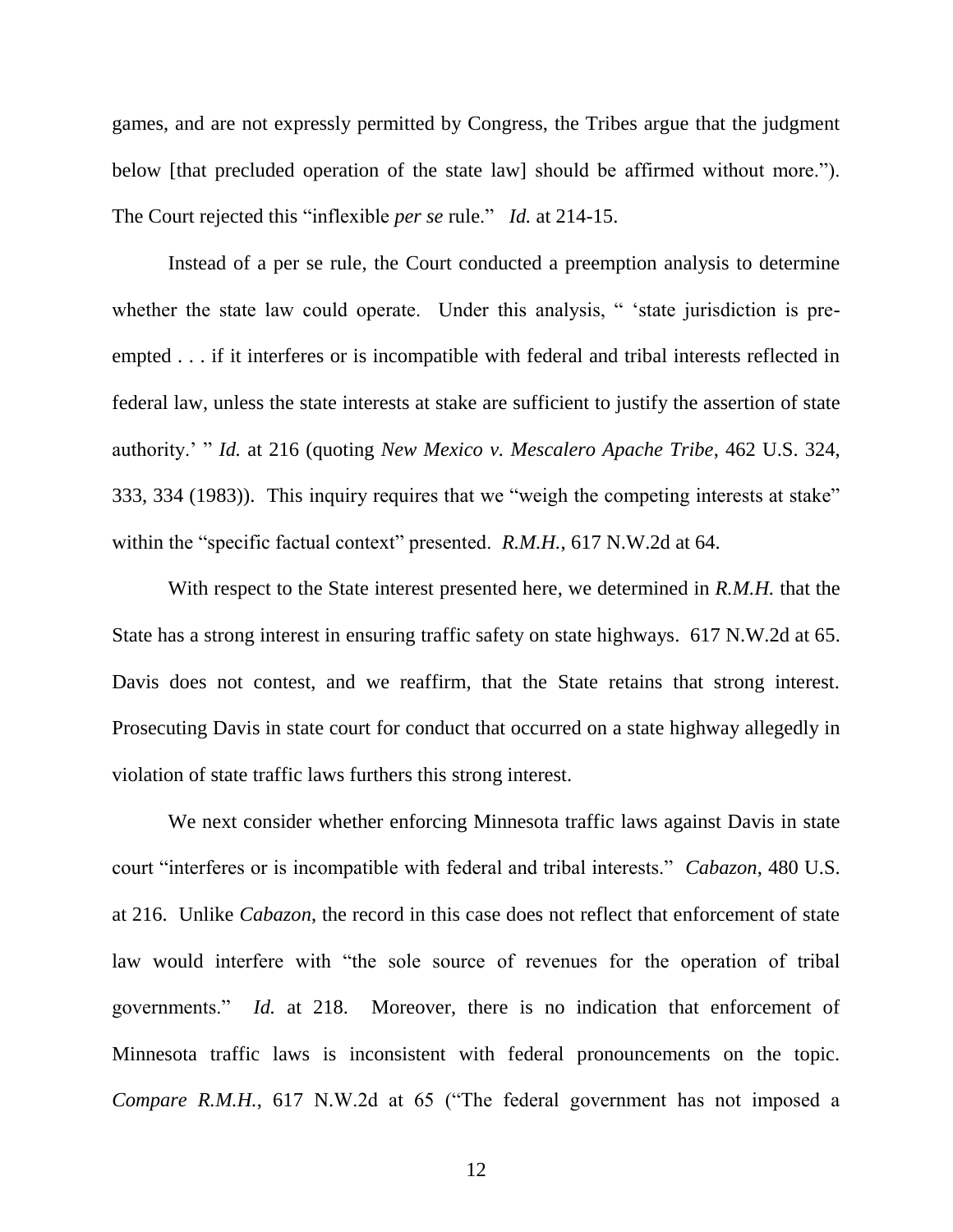games, and are not expressly permitted by Congress, the Tribes argue that the judgment below [that precluded operation of the state law] should be affirmed without more."). The Court rejected this "inflexible *per se* rule." *Id.* at 214-15.

Instead of a per se rule, the Court conducted a preemption analysis to determine whether the state law could operate. Under this analysis, " 'state jurisdiction is pre-empted . . . if it interferes or is incompatible with federal and tribal interests reflected in federal law, unless the state interests at stake are sufficient to justify the assertion of state authority.' " *Id.* at 216 (quoting *New Mexico v. Mescalero Apache Tribe*, 462 U.S. 324, 333, 334 (1983)). This inquiry requires that we "weigh the competing interests at stake" within the "specific factual context" presented. *R.M.H.*, 617 N.W.2d at 64.

With respect to the State interest presented here, we determined in *R.M.H.* that the State has a strong interest in ensuring traffic safety on state highways. 617 N.W.2d at 65. Davis does not contest, and we reaffirm, that the State retains that strong interest. Prosecuting Davis in state court for conduct that occurred on a state highway allegedly in violation of state traffic laws furthers this strong interest.

We next consider whether enforcing Minnesota traffic laws against Davis in state court "interferes or is incompatible with federal and tribal interests." *Cabazon*, 480 U.S. at 216. Unlike *Cabazon*, the record in this case does not reflect that enforcement of state law would interfere with "the sole source of revenues for the operation of tribal governments." *Id.* at 218. Moreover, there is no indication that enforcement of Minnesota traffic laws is inconsistent with federal pronouncements on the topic. *Compare R.M.H.*, 617 N.W.2d at 65 ("The federal government has not imposed a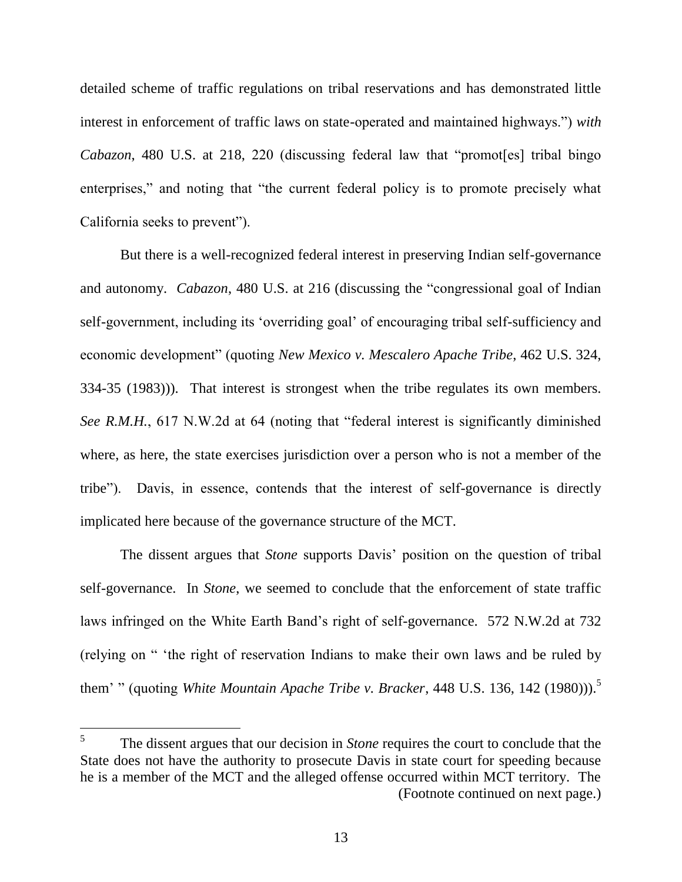detailed scheme of traffic regulations on tribal reservations and has demonstrated little interest in enforcement of traffic laws on state-operated and maintained highways.") *with* *Cabazon*, 480 U.S. at 218, 220 (discussing federal law that "promot[es] tribal bingo enterprises," and noting that "the current federal policy is to promote precisely what California seeks to prevent").

But there is a well-recognized federal interest in preserving Indian self-governance and autonomy. *Cabazon*, 480 U.S. at 216 (discussing the "congressional goal of Indian self-government, including its 'overriding goal' of encouraging tribal self-sufficiency and economic development" (quoting *New Mexico v. Mescalero Apache Tribe*, 462 U.S. 324, 334-35 (1983))). That interest is strongest when the tribe regulates its own members. *See R.M.H.*, 617 N.W.2d at 64 (noting that "federal interest is significantly diminished where, as here, the state exercises jurisdiction over a person who is not a member of the tribe"). Davis, in essence, contends that the interest of self-governance is directly implicated here because of the governance structure of the MCT.

The dissent argues that *Stone* supports Davis' position on the question of tribal self-governance. In *Stone*, we seemed to conclude that the enforcement of state traffic laws infringed on the White Earth Band's right of self-governance. 572 N.W.2d at 732 (relying on " 'the right of reservation Indians to make their own laws and be ruled by them' " (quoting *White Mountain Apache Tribe v. Bracker*, 448 U.S. 136, 142 (1980))).[5]

---

[5] The dissent argues that our decision in *Stone* requires the court to conclude that the State does not have the authority to prosecute Davis in state court for speeding because he is a member of the MCT and the alleged offense occurred within MCT territory. The (Footnote continued on next page.)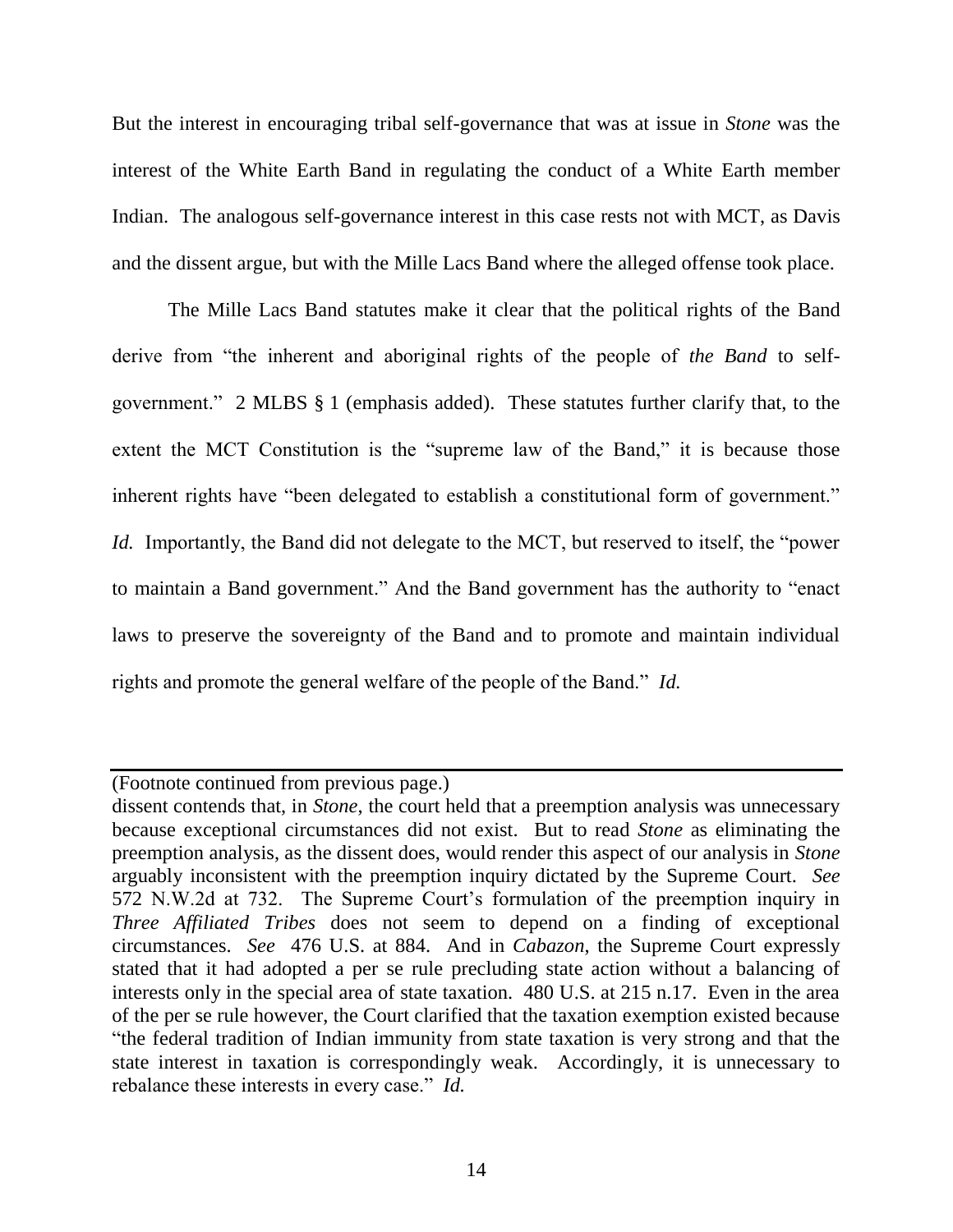But the interest in encouraging tribal self-governance that was at issue in *Stone* was the interest of the White Earth Band in regulating the conduct of a White Earth member Indian. The analogous self-governance interest in this case rests not with MCT, as Davis and the dissent argue, but with the Mille Lacs Band where the alleged offense took place.

The Mille Lacs Band statutes make it clear that the political rights of the Band derive from "the inherent and aboriginal rights of the people of *the Band* to self-government." 2 MLBS § 1 (emphasis added). These statutes further clarify that, to the extent the MCT Constitution is the "supreme law of the Band," it is because those inherent rights have "been delegated to establish a constitutional form of government." *Id.* Importantly, the Band did not delegate to the MCT, but reserved to itself, the "power to maintain a Band government." And the Band government has the authority to "enact laws to preserve the sovereignty of the Band and to promote and maintain individual rights and promote the general welfare of the people of the Band." *Id.*

---

(Footnote continued from previous page.)

dissent contends that, in *Stone*, the court held that a preemption analysis was unnecessary because exceptional circumstances did not exist. But to read *Stone* as eliminating the preemption analysis, as the dissent does, would render this aspect of our analysis in *Stone* arguably inconsistent with the preemption inquiry dictated by the Supreme Court. *See* 572 N.W.2d at 732. The Supreme Court's formulation of the preemption inquiry in *Three Affiliated Tribes* does not seem to depend on a finding of exceptional circumstances. *See* 476 U.S. at 884. And in *Cabazon*, the Supreme Court expressly stated that it had adopted a per se rule precluding state action without a balancing of interests only in the special area of state taxation. 480 U.S. at 215 n.17. Even in the area of the per se rule however, the Court clarified that the taxation exemption existed because "the federal tradition of Indian immunity from state taxation is very strong and that the state interest in taxation is correspondingly weak. Accordingly, it is unnecessary to rebalance these interests in every case." *Id.*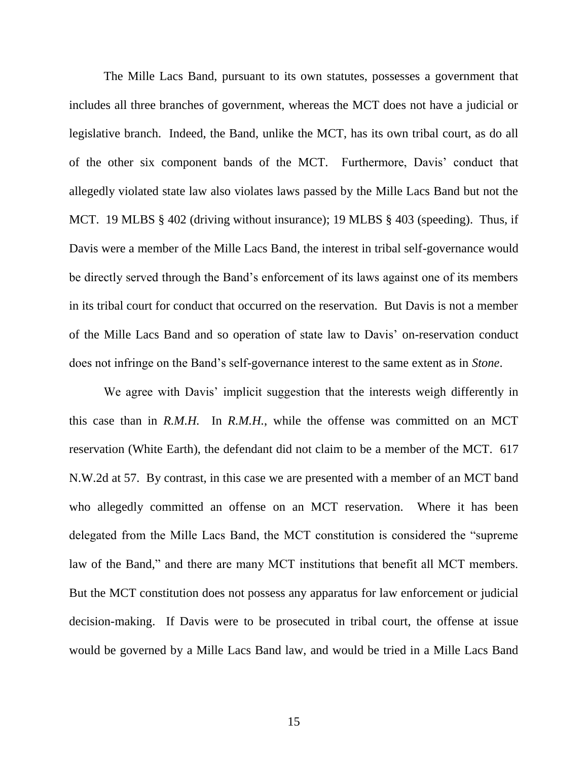The Mille Lacs Band, pursuant to its own statutes, possesses a government that includes all three branches of government, whereas the MCT does not have a judicial or legislative branch. Indeed, the Band, unlike the MCT, has its own tribal court, as do all of the other six component bands of the MCT. Furthermore, Davis' conduct that allegedly violated state law also violates laws passed by the Mille Lacs Band but not the MCT. 19 MLBS § 402 (driving without insurance); 19 MLBS § 403 (speeding). Thus, if Davis were a member of the Mille Lacs Band, the interest in tribal self-governance would be directly served through the Band's enforcement of its laws against one of its members in its tribal court for conduct that occurred on the reservation. But Davis is not a member of the Mille Lacs Band and so operation of state law to Davis' on-reservation conduct does not infringe on the Band's self-governance interest to the same extent as in *Stone*.

We agree with Davis' implicit suggestion that the interests weigh differently in this case than in *R.M.H.* In *R.M.H.*, while the offense was committed on an MCT reservation (White Earth), the defendant did not claim to be a member of the MCT. 617 N.W.2d at 57. By contrast, in this case we are presented with a member of an MCT band who allegedly committed an offense on an MCT reservation. Where it has been delegated from the Mille Lacs Band, the MCT constitution is considered the "supreme law of the Band," and there are many MCT institutions that benefit all MCT members. But the MCT constitution does not possess any apparatus for law enforcement or judicial decision-making. If Davis were to be prosecuted in tribal court, the offense at issue would be governed by a Mille Lacs Band law, and would be tried in a Mille Lacs Band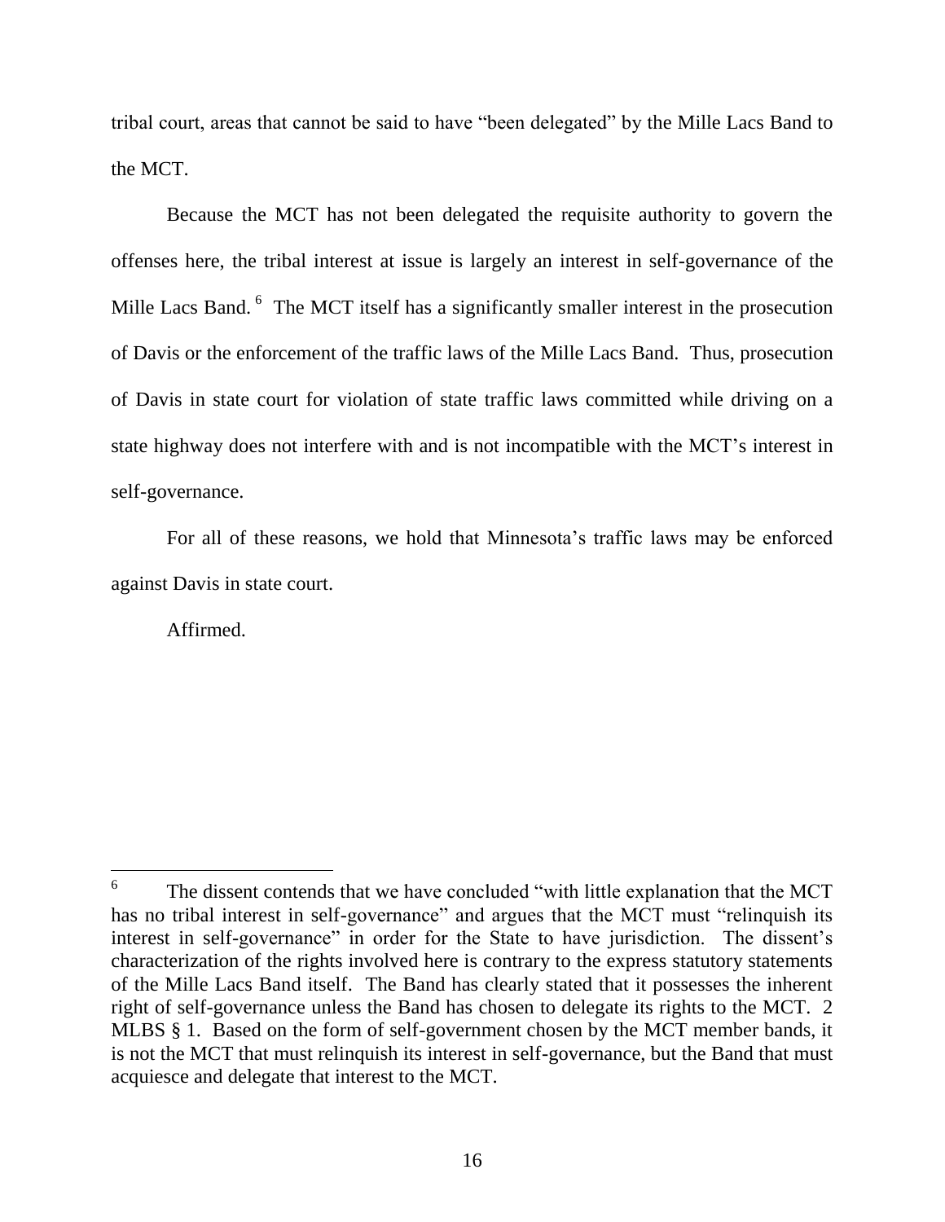tribal court, areas that cannot be said to have "been delegated" by the Mille Lacs Band to the MCT.

Because the MCT has not been delegated the requisite authority to govern the offenses here, the tribal interest at issue is largely an interest in self-governance of the Mille Lacs Band. [6] The MCT itself has a significantly smaller interest in the prosecution of Davis or the enforcement of the traffic laws of the Mille Lacs Band. Thus, prosecution of Davis in state court for violation of state traffic laws committed while driving on a state highway does not interfere with and is not incompatible with the MCT's interest in self-governance.

For all of these reasons, we hold that Minnesota's traffic laws may be enforced against Davis in state court.

Affirmed.

---

[6] The dissent contends that we have concluded "with little explanation that the MCT has no tribal interest in self-governance" and argues that the MCT must "relinquish its interest in self-governance" in order for the State to have jurisdiction. The dissent's characterization of the rights involved here is contrary to the express statutory statements of the Mille Lacs Band itself. The Band has clearly stated that it possesses the inherent right of self-governance unless the Band has chosen to delegate its rights to the MCT. 2 MLBS § 1. Based on the form of self-government chosen by the MCT member bands, it is not the MCT that must relinquish its interest in self-governance, but the Band that must acquiesce and delegate that interest to the MCT.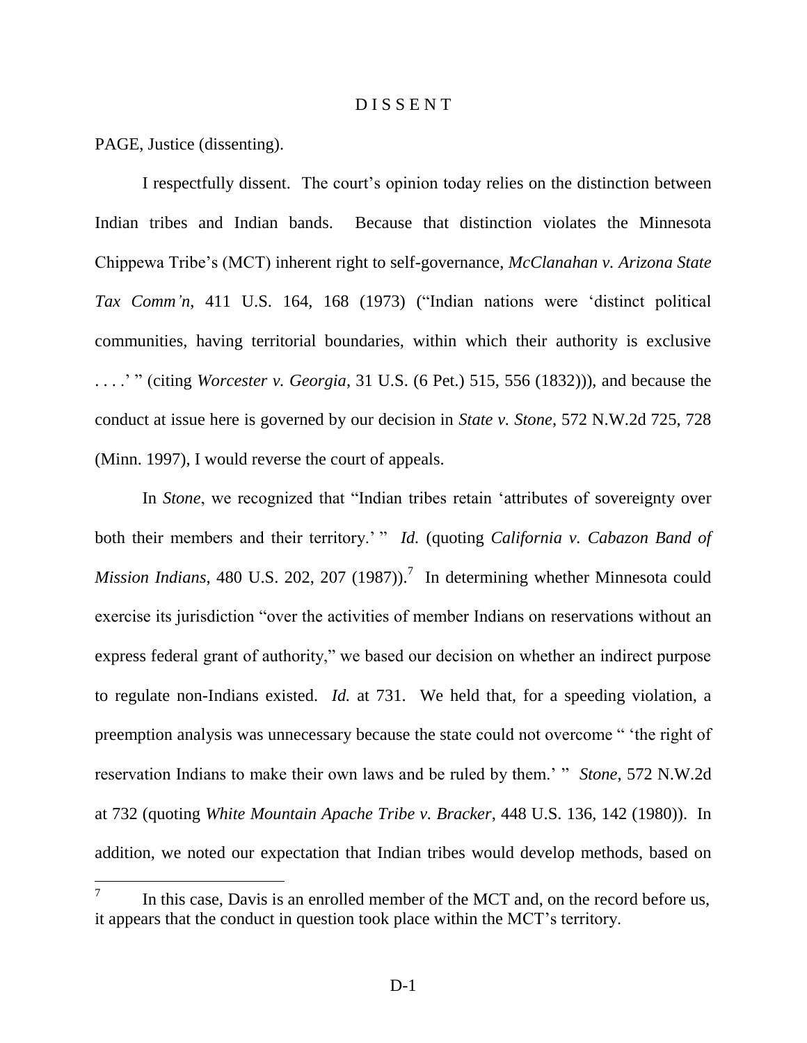# D I S S E N T

PAGE, Justice (dissenting).

I respectfully dissent. The court's opinion today relies on the distinction between Indian tribes and Indian bands. Because that distinction violates the Minnesota Chippewa Tribe's (MCT) inherent right to self-governance, *McClanahan v. Arizona State Tax Comm'n*, 411 U.S. 164, 168 (1973) ("Indian nations were 'distinct political communities, having territorial boundaries, within which their authority is exclusive . . . .' " (citing *Worcester v. Georgia*, 31 U.S. (6 Pet.) 515, 556 (1832))), and because the conduct at issue here is governed by our decision in *State v. Stone*, 572 N.W.2d 725, 728 (Minn. 1997), I would reverse the court of appeals.

In *Stone*, we recognized that "Indian tribes retain 'attributes of sovereignty over both their members and their territory.' " *Id.* (quoting *California v. Cabazon Band of Mission Indians*, 480 U.S. 202, 207 (1987)).[7] In determining whether Minnesota could exercise its jurisdiction "over the activities of member Indians on reservations without an express federal grant of authority," we based our decision on whether an indirect purpose to regulate non-Indians existed. *Id.* at 731. We held that, for a speeding violation, a preemption analysis was unnecessary because the state could not overcome " 'the right of reservation Indians to make their own laws and be ruled by them.' " *Stone*, 572 N.W.2d at 732 (quoting *White Mountain Apache Tribe v. Bracker*, 448 U.S. 136, 142 (1980)). In addition, we noted our expectation that Indian tribes would develop methods, based on

[7] In this case, Davis is an enrolled member of the MCT and, on the record before us, it appears that the conduct in question took place within the MCT's territory.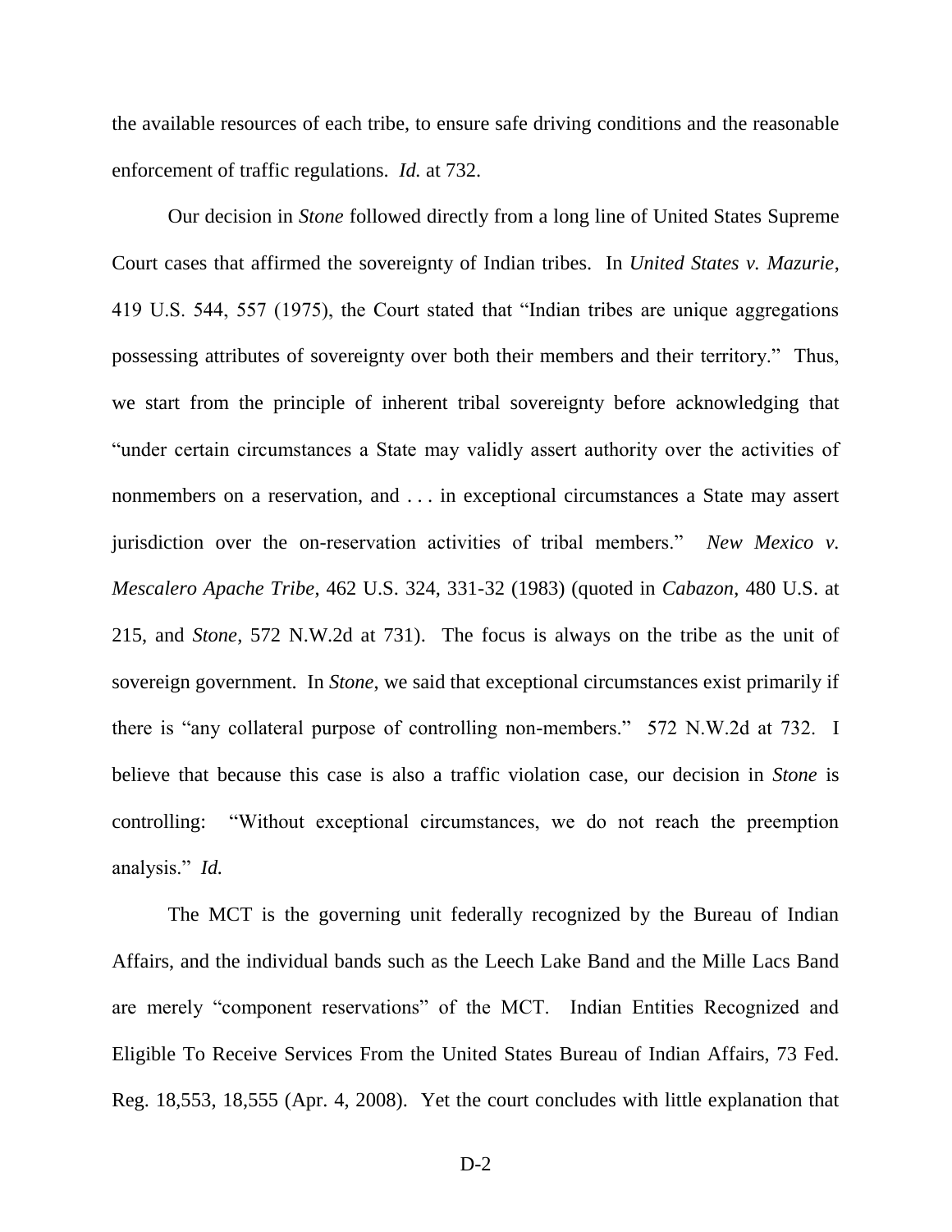the available resources of each tribe, to ensure safe driving conditions and the reasonable enforcement of traffic regulations. *Id.* at 732.

Our decision in *Stone* followed directly from a long line of United States Supreme Court cases that affirmed the sovereignty of Indian tribes. In *United States v. Mazurie*, 419 U.S. 544, 557 (1975), the Court stated that "Indian tribes are unique aggregations possessing attributes of sovereignty over both their members and their territory." Thus, we start from the principle of inherent tribal sovereignty before acknowledging that "under certain circumstances a State may validly assert authority over the activities of nonmembers on a reservation, and . . . in exceptional circumstances a State may assert jurisdiction over the on-reservation activities of tribal members." *New Mexico v. Mescalero Apache Tribe*, 462 U.S. 324, 331-32 (1983) (quoted in *Cabazon*, 480 U.S. at 215, and *Stone*, 572 N.W.2d at 731). The focus is always on the tribe as the unit of sovereign government. In *Stone*, we said that exceptional circumstances exist primarily if there is "any collateral purpose of controlling non-members." 572 N.W.2d at 732. I believe that because this case is also a traffic violation case, our decision in *Stone* is controlling: "Without exceptional circumstances, we do not reach the preemption analysis." *Id.*

The MCT is the governing unit federally recognized by the Bureau of Indian Affairs, and the individual bands such as the Leech Lake Band and the Mille Lacs Band are merely "component reservations" of the MCT. Indian Entities Recognized and Eligible To Receive Services From the United States Bureau of Indian Affairs, 73 Fed. Reg. 18,553, 18,555 (Apr. 4, 2008). Yet the court concludes with little explanation that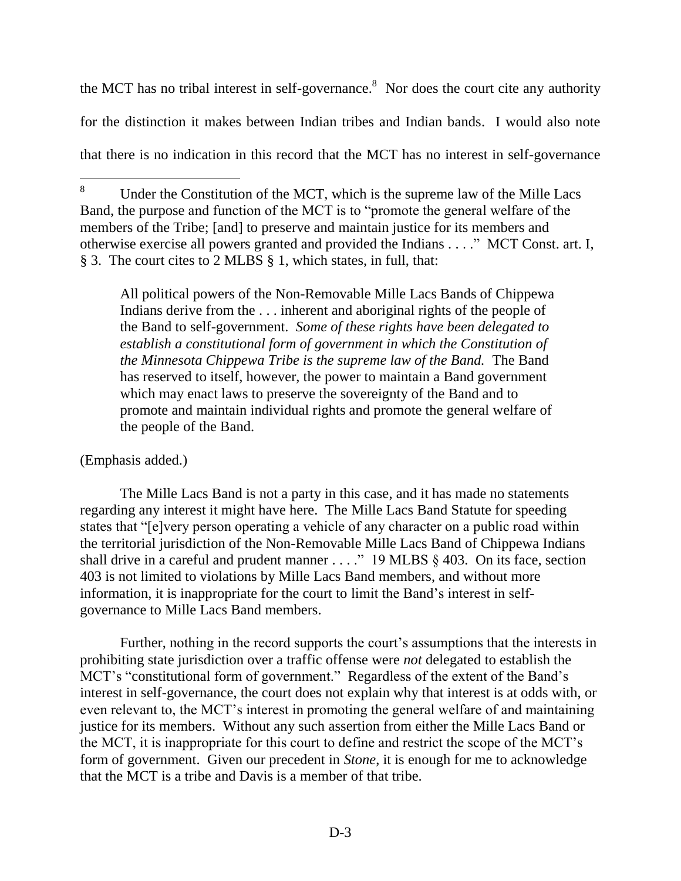the MCT has no tribal interest in self-governance.[8] Nor does the court cite any authority for the distinction it makes between Indian tribes and Indian bands. I would also note that there is no indication in this record that the MCT has no interest in self-governance

---

[8] Under the Constitution of the MCT, which is the supreme law of the Mille Lacs Band, the purpose and function of the MCT is to "promote the general welfare of the members of the Tribe; [and] to preserve and maintain justice for its members and otherwise exercise all powers granted and provided the Indians . . . ." MCT Const. art. I, § 3. The court cites to 2 MLBS § 1, which states, in full, that:

> All political powers of the Non-Removable Mille Lacs Bands of Chippewa Indians derive from the . . . inherent and aboriginal rights of the people of the Band to self-government. *Some of these rights have been delegated to establish a constitutional form of government in which the Constitution of the Minnesota Chippewa Tribe is the supreme law of the Band.* The Band has reserved to itself, however, the power to maintain a Band government which may enact laws to preserve the sovereignty of the Band and to promote and maintain individual rights and promote the general welfare of the people of the Band.

(Emphasis added.)

The Mille Lacs Band is not a party in this case, and it has made no statements regarding any interest it might have here. The Mille Lacs Band Statute for speeding states that "[e]very person operating a vehicle of any character on a public road within the territorial jurisdiction of the Non-Removable Mille Lacs Band of Chippewa Indians shall drive in a careful and prudent manner . . . ." 19 MLBS § 403. On its face, section 403 is not limited to violations by Mille Lacs Band members, and without more information, it is inappropriate for the court to limit the Band's interest in self-governance to Mille Lacs Band members.

Further, nothing in the record supports the court's assumptions that the interests in prohibiting state jurisdiction over a traffic offense were *not* delegated to establish the MCT's "constitutional form of government." Regardless of the extent of the Band's interest in self-governance, the court does not explain why that interest is at odds with, or even relevant to, the MCT's interest in promoting the general welfare of and maintaining justice for its members. Without any such assertion from either the Mille Lacs Band or the MCT, it is inappropriate for this court to define and restrict the scope of the MCT's form of government. Given our precedent in *Stone*, it is enough for me to acknowledge that the MCT is a tribe and Davis is a member of that tribe.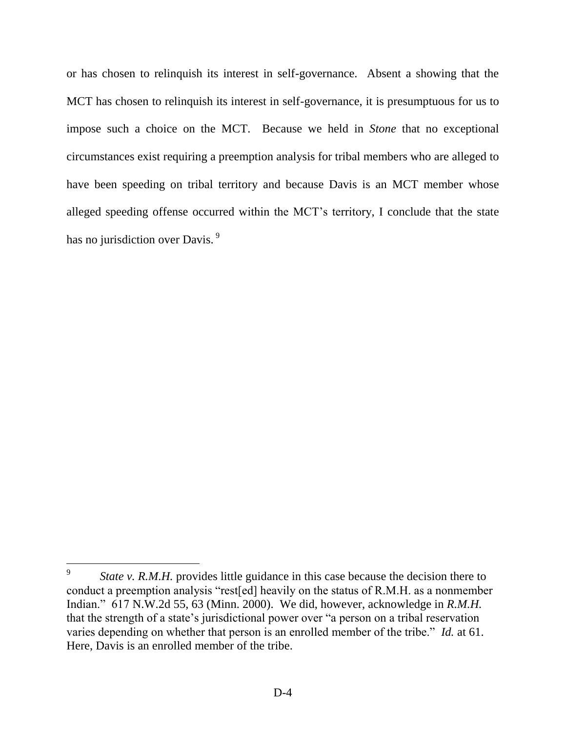or has chosen to relinquish its interest in self-governance. Absent a showing that the MCT has chosen to relinquish its interest in self-governance, it is presumptuous for us to impose such a choice on the MCT. Because we held in *Stone* that no exceptional circumstances exist requiring a preemption analysis for tribal members who are alleged to have been speeding on tribal territory and because Davis is an MCT member whose alleged speeding offense occurred within the MCT's territory, I conclude that the state has no jurisdiction over Davis.[9]

---

[9] *State v. R.M.H.* provides little guidance in this case because the decision there to conduct a preemption analysis "rest[ed] heavily on the status of R.M.H. as a nonmember Indian." 617 N.W.2d 55, 63 (Minn. 2000). We did, however, acknowledge in *R.M.H.* that the strength of a state's jurisdictional power over "a person on a tribal reservation varies depending on whether that person is an enrolled member of the tribe." *Id.* at 61. Here, Davis is an enrolled member of the tribe.